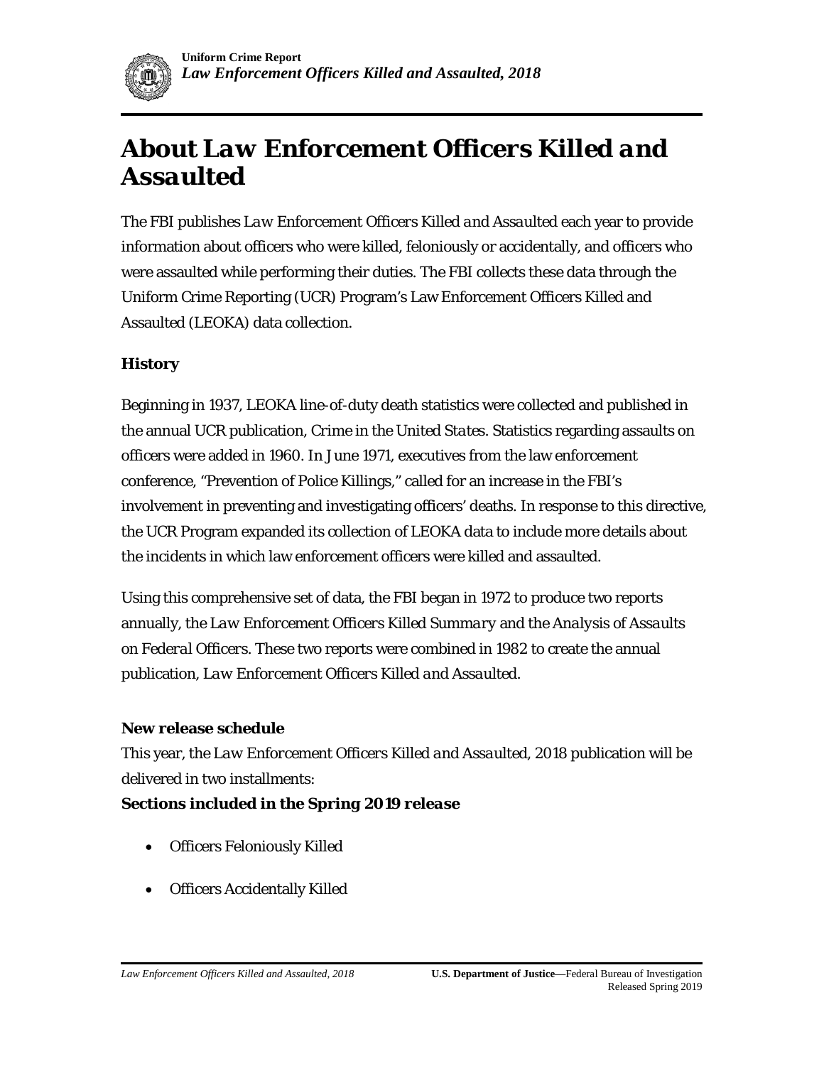# About *Law Enforcement Officers Killed and Assaulted*

The FBI publishes *Law Enforcement Officers Killed and Assaulted* each year to provide information about officers who were killed, feloniously or accidentally, and officers who were assaulted while performing their duties. The FBI collects these data through the Uniform Crime Reporting (UCR) Program's Law Enforcement Officers Killed and Assaulted (LEOKA) data collection.

### History

Beginning in 1937, LEOKA line-of-duty death statistics were collected and published in the annual UCR publication, *Crime in the United States*. Statistics regarding assaults on officers were added in 1960. In June 1971, executives from the law enforcement conference, "Prevention of Police Killings," called for an increase in the FBI's involvement in preventing and investigating officers' deaths. In response to this directive, the UCR Program expanded its collection of LEOKA data to include more details about the incidents in which law enforcement officers were killed and assaulted.

Using this comprehensive set of data, the FBI began in 1972 to produce two reports annually, the *Law Enforcement Officers Killed Summary* and the *Analysis of Assaults on Federal Officers*. These two reports were combined in 1982 to create the annual publication, *Law Enforcement Officers Killed and Assaulted*.

### New release schedule

This year, the *Law Enforcement Officers Killed and Assaulted, 2018* publication will be delivered in two installments:

**Sections included in the Spring 2019 release**

- Officers Feloniously Killed
- Officers Accidentally Killed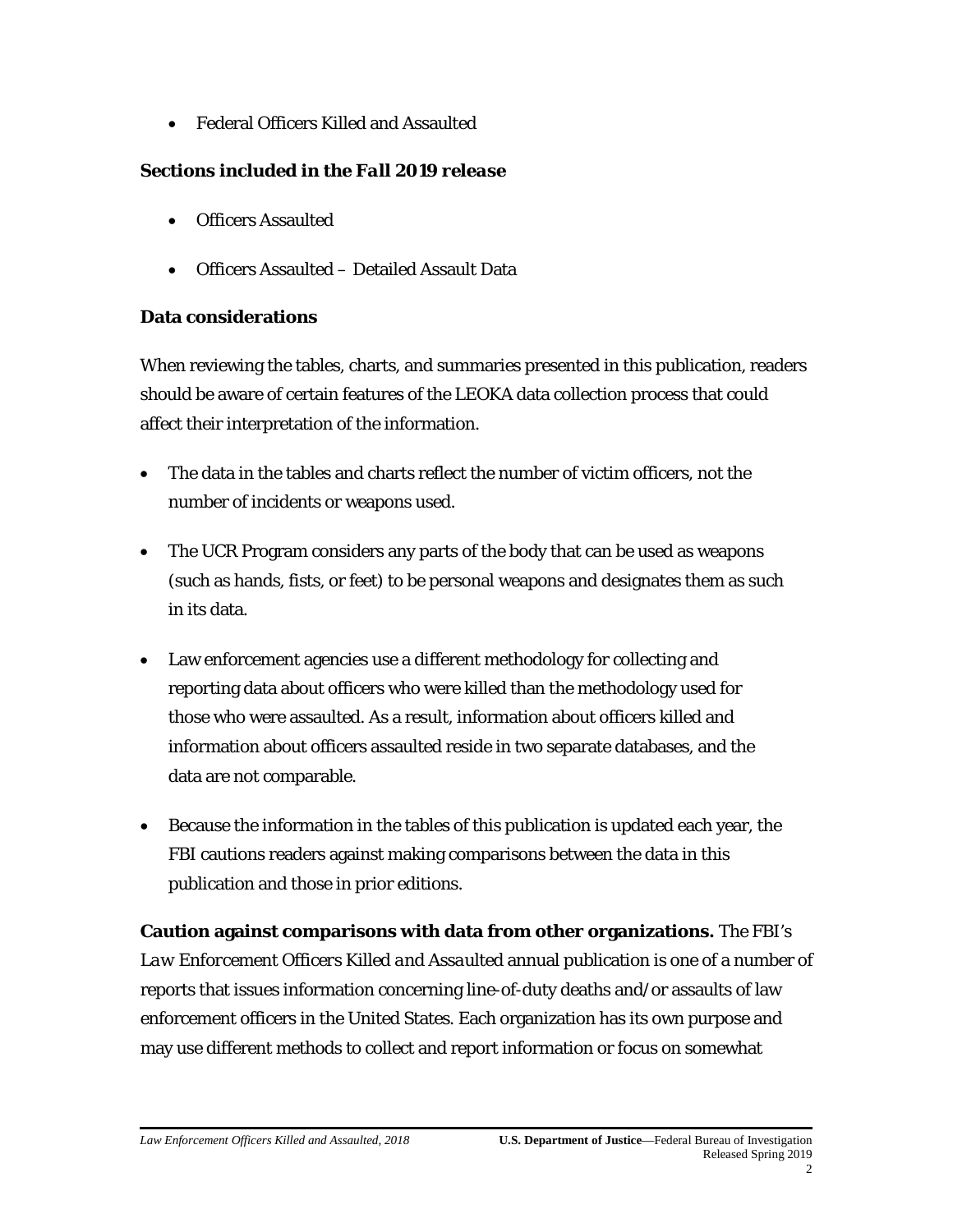- Federal Officers Killed and Assaulted

### ***Sections included in the Fall 2019 release***

- Officers Assaulted
- Officers Assaulted – Detailed Assault Data

### **Data considerations**

When reviewing the tables, charts, and summaries presented in this publication, readers should be aware of certain features of the LEOKA data collection process that could affect their interpretation of the information.

- The data in the tables and charts reflect the number of victim officers, not the number of incidents or weapons used.
- The UCR Program considers any parts of the body that can be used as weapons (such as hands, fists, or feet) to be personal weapons and designates them as such in its data.
- Law enforcement agencies use a different methodology for collecting and reporting data about officers who were killed than the methodology used for those who were assaulted. As a result, information about officers killed and information about officers assaulted reside in two separate databases, and the data are not comparable.
- Because the information in the tables of this publication is updated each year, the FBI cautions readers against making comparisons between the data in this publication and those in prior editions.

**Caution against comparisons with data from other organizations.** The FBI's *Law Enforcement Officers Killed and Assaulted* annual publication is one of a number of reports that issues information concerning line-of-duty deaths and/or assaults of law enforcement officers in the United States. Each organization has its own purpose and may use different methods to collect and report information or focus on somewhat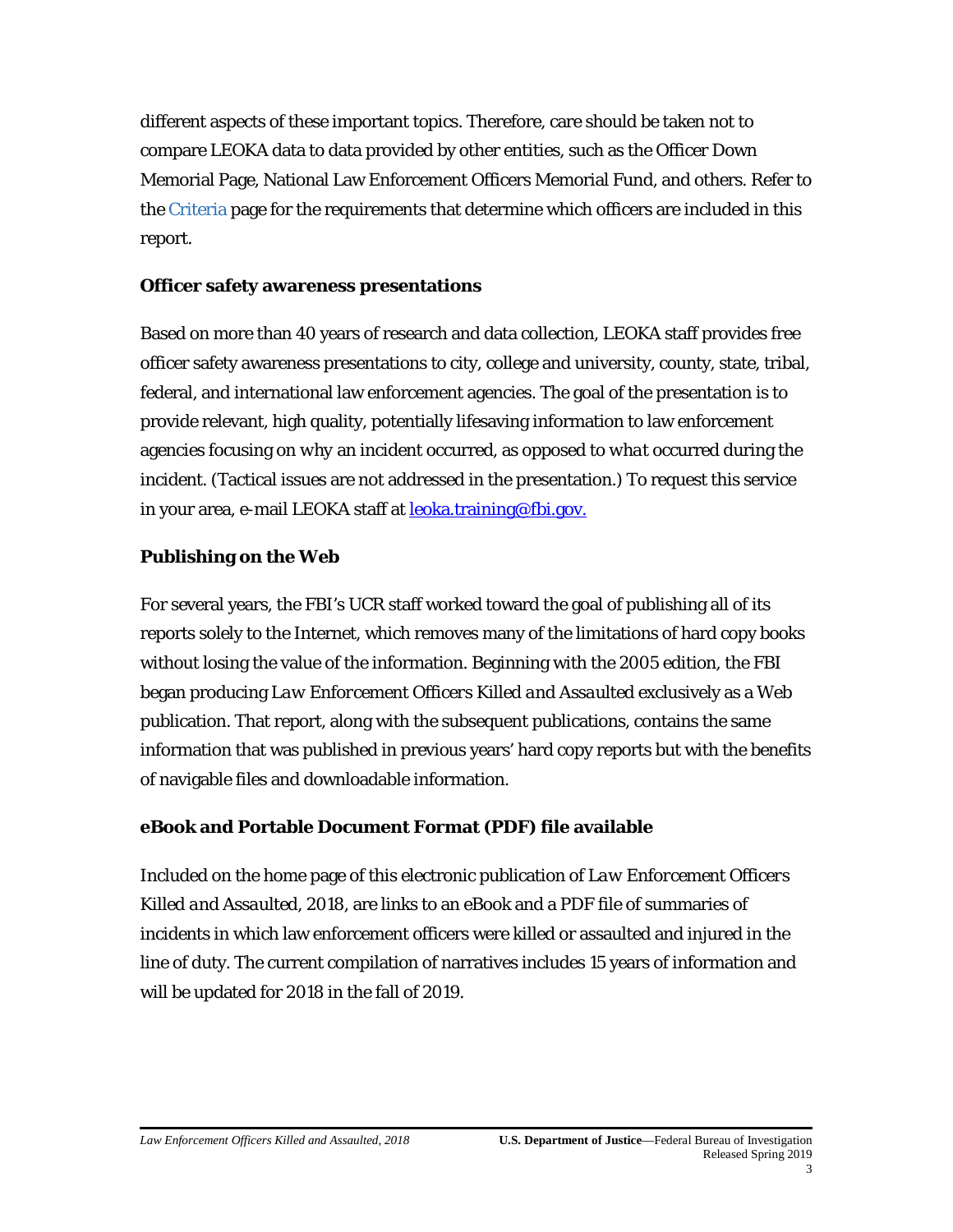different aspects of these important topics. Therefore, care should be taken not to compare LEOKA data to data provided by other entities, such as the Officer Down Memorial Page, National Law Enforcement Officers Memorial Fund, and others. Refer to the Criteria page for the requirements that determine which officers are included in this report.

**Officer safety awareness presentations**

Based on more than 40 years of research and data collection, LEOKA staff provides free officer safety awareness presentations to city, college and university, county, state, tribal, federal, and international law enforcement agencies. The goal of the presentation is to provide relevant, high quality, potentially lifesaving information to law enforcement agencies focusing on *why* an incident occurred, as opposed to *what* occurred during the incident. (Tactical issues are not addressed in the presentation.) To request this service in your area, e-mail LEOKA staff at leoka.training@fbi.gov.

**Publishing on the Web**

For several years, the FBI's UCR staff worked toward the goal of publishing all of its reports solely to the Internet, which removes many of the limitations of hard copy books without losing the value of the information. Beginning with the 2005 edition, the FBI began producing *Law Enforcement Officers Killed and Assaulted* exclusively as a Web publication. That report, along with the subsequent publications, contains the same information that was published in previous years' hard copy reports but with the benefits of navigable files and downloadable information.

**eBook and Portable Document Format (PDF) file available**

Included on the home page of this electronic publication of *Law Enforcement Officers Killed and Assaulted, 2018*, are links to an eBook and a PDF file of summaries of incidents in which law enforcement officers were killed or assaulted and injured in the line of duty. The current compilation of narratives includes 15 years of information and will be updated for 2018 in the fall of 2019.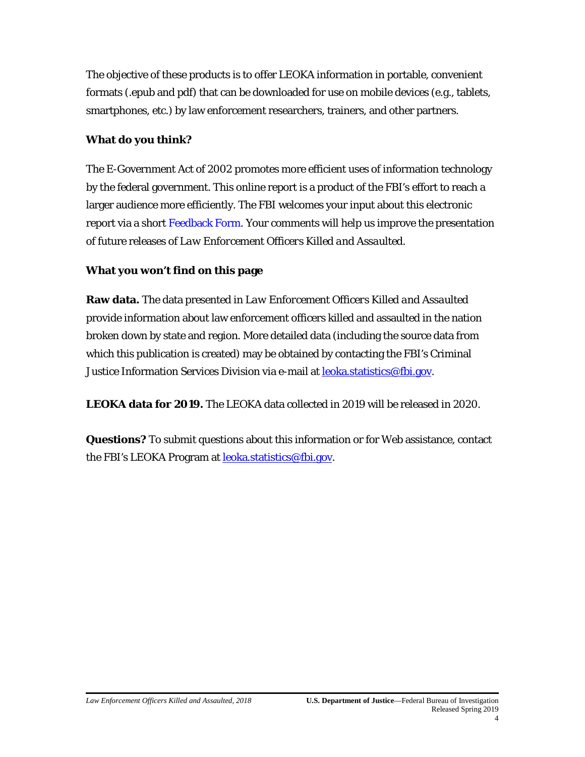The objective of these products is to offer LEOKA information in portable, convenient formats (.epub and pdf) that can be downloaded for use on mobile devices (e.g., tablets, smartphones, etc.) by law enforcement researchers, trainers, and other partners.

### What do you think?

The E-Government Act of 2002 promotes more efficient uses of information technology by the federal government. This online report is a product of the FBI's effort to reach a larger audience more efficiently. The FBI welcomes your input about this electronic report via a short Feedback Form. Your comments will help us improve the presentation of future releases of *Law Enforcement Officers Killed and Assaulted*.

### What you won't find on this page

**Raw data.** The data presented in *Law Enforcement Officers Killed and Assaulted* provide information about law enforcement officers killed and assaulted in the nation broken down by state and region. More detailed data (including the source data from which this publication is created) may be obtained by contacting the FBI's Criminal Justice Information Services Division via e-mail at leoka.statistics@fbi.gov.

**LEOKA data for 2019.** The LEOKA data collected in 2019 will be released in 2020.

**Questions?** To submit questions about this information or for Web assistance, contact the FBI's LEOKA Program at leoka.statistics@fbi.gov.